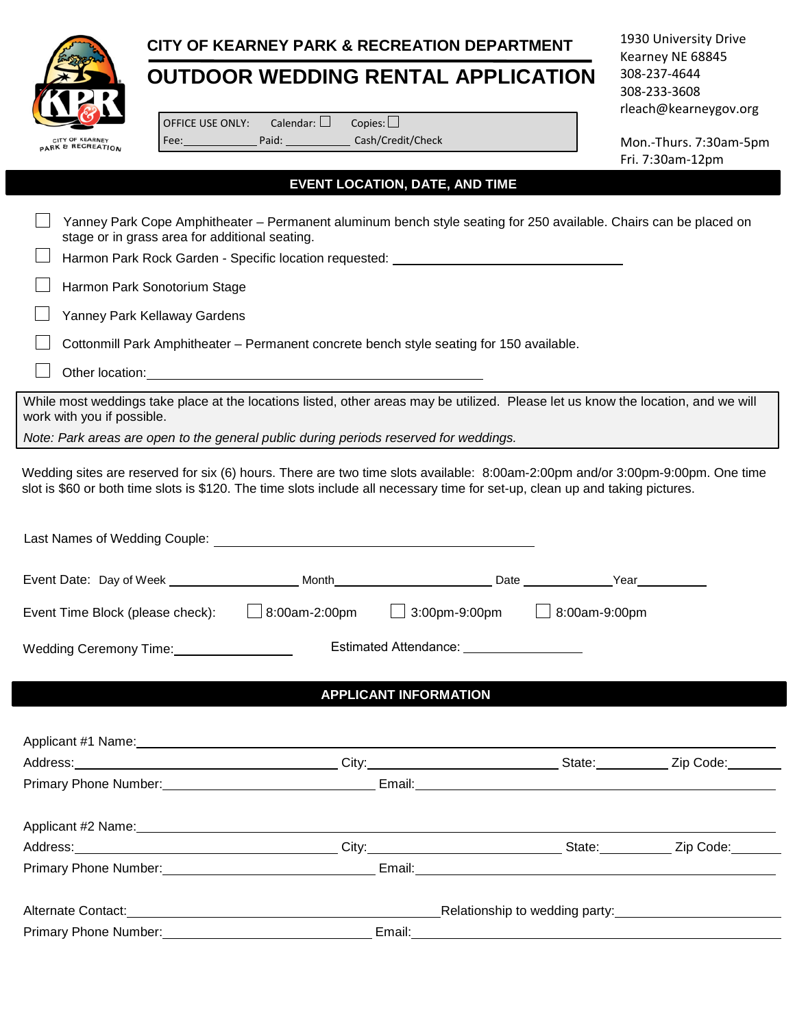# CITY OF KEARNEY PARK & RECREATION DEPARTMENT

# OUTDOOR WEDDING RENTAL APPLICATION

1930 University Drive
Kearney NE 68845
308-237-4644
308-233-3608
rleach@kearneygov.org

Mon.-Thurs. 7:30am-5pm
Fri. 7:30am-12pm

OFFICE USE ONLY: Calendar: ☐ Copies: ☐
Fee:__________ Paid: __________ Cash/Credit/Check

## EVENT LOCATION, DATE, AND TIME

☐ Yanney Park Cope Amphitheater – Permanent aluminum bench style seating for 250 available. Chairs can be placed on stage or in grass area for additional seating.

☐ Harmon Park Rock Garden - Specific location requested: ______________________________

☐ Harmon Park Sonotorium Stage

☐ Yanney Park Kellaway Gardens

☐ Cottonmill Park Amphitheater – Permanent concrete bench style seating for 150 available.

☐ Other location: ____________________________________________

While most weddings take place at the locations listed, other areas may be utilized. Please let us know the location, and we will work with you if possible.

*Note: Park areas are open to the general public during periods reserved for weddings.*

Wedding sites are reserved for six (6) hours. There are two time slots available: 8:00am-2:00pm and/or 3:00pm-9:00pm. One time slot is $60 or both time slots is $120. The time slots include all necessary time for set-up, clean up and taking pictures.

Last Names of Wedding Couple: ____________________________________________

Event Date: Day of Week ________________ Month ____________________ Date ____________ Year__________

Event Time Block (please check): ☐ 8:00am-2:00pm ☐ 3:00pm-9:00pm ☐ 8:00am-9:00pm

Wedding Ceremony Time: _______________ Estimated Attendance: _______________

## APPLICANT INFORMATION

Applicant #1 Name: ____________________________________________

Address: ______________________ City: ______________________ State: __________ Zip Code: ________

Primary Phone Number: ______________________ Email: ______________________

Applicant #2 Name: ____________________________________________

Address: ______________________ City: ______________________ State: __________ Zip Code: ________

Primary Phone Number: ______________________ Email: ______________________

Alternate Contact: ______________________ Relationship to wedding party: ______________________

Primary Phone Number: ______________________ Email: ______________________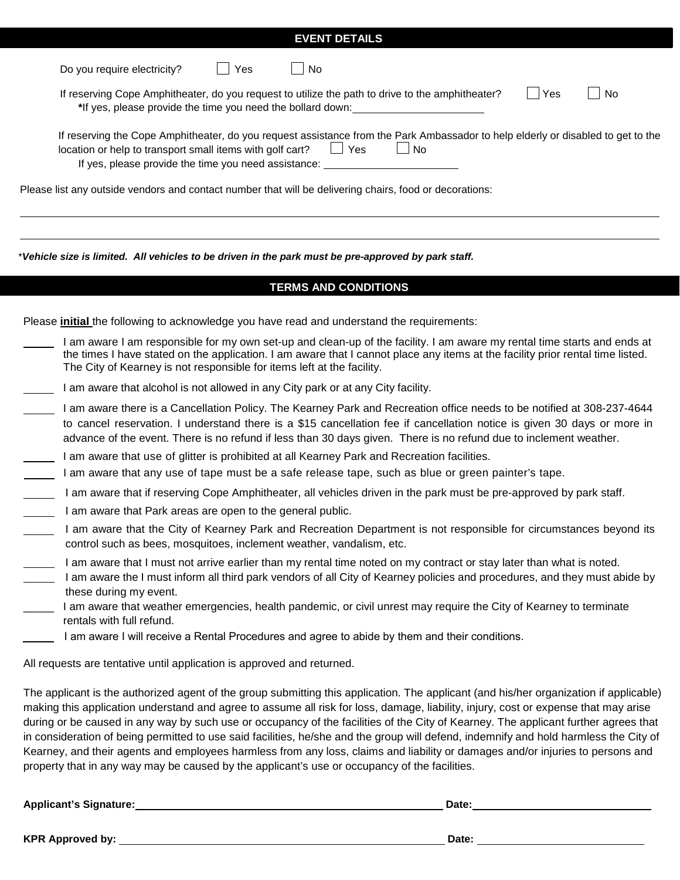## EVENT DETAILS

Do you require electricity? ☐ Yes ☐ No

If reserving Cope Amphitheater, do you request to utilize the path to drive to the amphitheater? ☐ Yes ☐ No

**\***If yes, please provide the time you need the bollard down: ______________________

If reserving the Cope Amphitheater, do you request assistance from the Park Ambassador to help elderly or disabled to get to the location or help to transport small items with golf cart? ☐ Yes ☐ No

If yes, please provide the time you need assistance: ______________________

Please list any outside vendors and contact number that will be delivering chairs, food or decorations:

______________________________________________________________________________

______________________________________________________________________________

*\*Vehicle size is limited. All vehicles to be driven in the park must be pre-approved by park staff.*

## TERMS AND CONDITIONS

Please **initial** the following to acknowledge you have read and understand the requirements:

_____ I am aware I am responsible for my own set-up and clean-up of the facility. I am aware my rental time starts and ends at the times I have stated on the application. I am aware that I cannot place any items at the facility prior rental time listed. The City of Kearney is not responsible for items left at the facility.

_____ I am aware that alcohol is not allowed in any City park or at any City facility.

_____ I am aware there is a Cancellation Policy. The Kearney Park and Recreation office needs to be notified at 308-237-4644 to cancel reservation. I understand there is a $15 cancellation fee if cancellation notice is given 30 days or more in advance of the event. There is no refund if less than 30 days given. There is no refund due to inclement weather.

_____ I am aware that use of glitter is prohibited at all Kearney Park and Recreation facilities.

_____ I am aware that any use of tape must be a safe release tape, such as blue or green painter's tape.

_____ I am aware that if reserving Cope Amphitheater, all vehicles driven in the park must be pre-approved by park staff.

_____ I am aware that Park areas are open to the general public.

_____ I am aware that the City of Kearney Park and Recreation Department is not responsible for circumstances beyond its control such as bees, mosquitoes, inclement weather, vandalism, etc.

_____ I am aware that I must not arrive earlier than my rental time noted on my contract or stay later than what is noted.

_____ I am aware the I must inform all third park vendors of all City of Kearney policies and procedures, and they must abide by these during my event.

_____ I am aware that weather emergencies, health pandemic, or civil unrest may require the City of Kearney to terminate rentals with full refund.

_____ I am aware I will receive a Rental Procedures and agree to abide by them and their conditions.

All requests are tentative until application is approved and returned.

The applicant is the authorized agent of the group submitting this application. The applicant (and his/her organization if applicable) making this application understand and agree to assume all risk for loss, damage, liability, injury, cost or expense that may arise during or be caused in any way by such use or occupancy of the facilities of the City of Kearney. The applicant further agrees that in consideration of being permitted to use said facilities, he/she and the group will defend, indemnify and hold harmless the City of Kearney, and their agents and employees harmless from any loss, claims and liability or damages and/or injuries to persons and property that in any way may be caused by the applicant's use or occupancy of the facilities.

**Applicant's Signature:** ______________________________ **Date:** ____________________

**KPR Approved by:** ______________________________ **Date:** ____________________